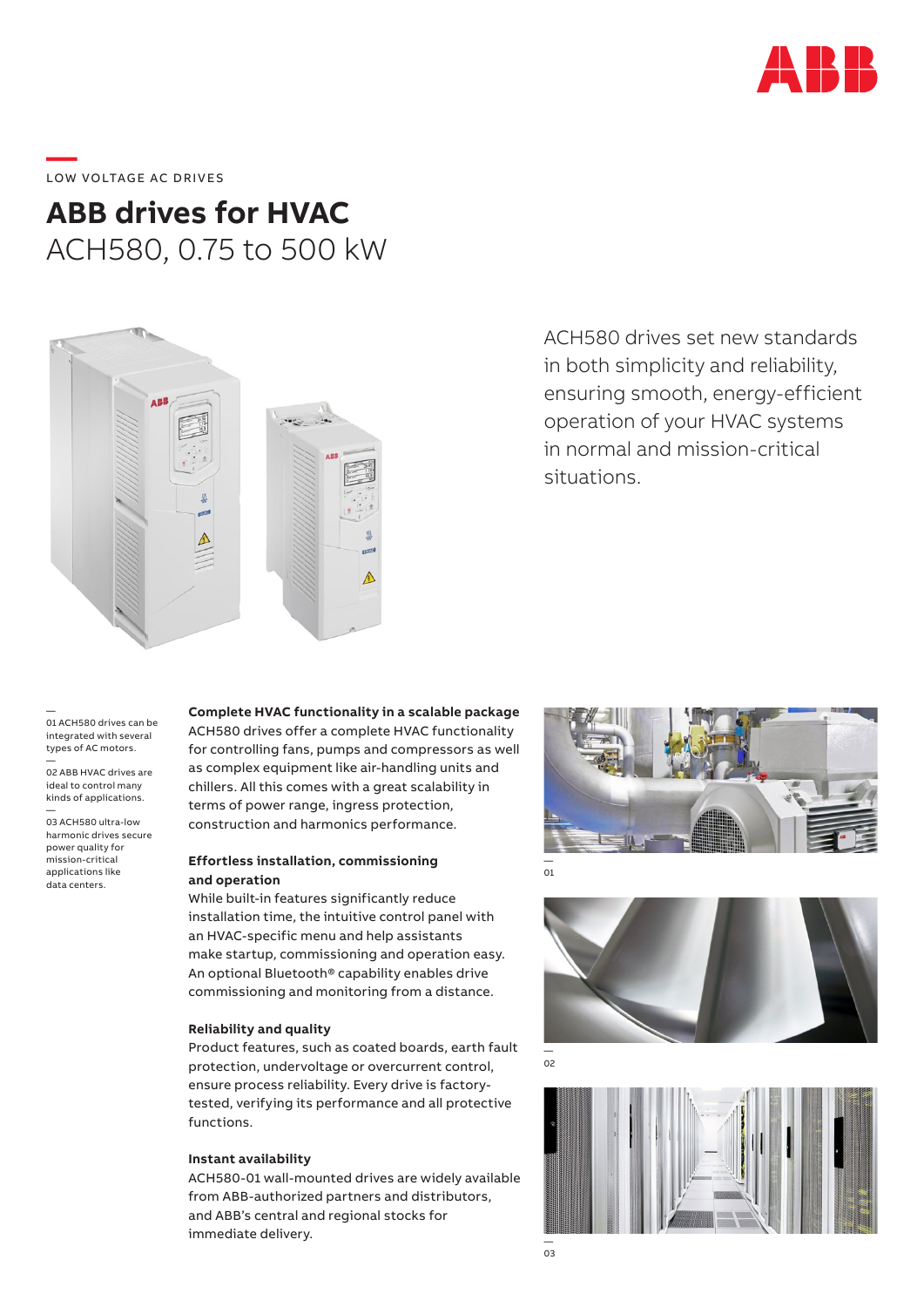LOW VOLTAGE AC DRIVES

# ABB drives for HVAC

## ACH580, 0.75 to 500 kW

ACH580 drives set new standards in both simplicity and reliability, ensuring smooth, energy-efficient operation of your HVAC systems in normal and mission-critical situations.

—
01 ACH580 drives can be integrated with several types of AC motors.

—
02 ABB HVAC drives are ideal to control many kinds of applications.

—
03 ACH580 ultra-low harmonic drives secure power quality for mission-critical applications like data centers.

### Complete HVAC functionality in a scalable package

ACH580 drives offer a complete HVAC functionality for controlling fans, pumps and compressors as well as complex equipment like air-handling units and chillers. All this comes with a great scalability in terms of power range, ingress protection, construction and harmonics performance.

### Effortless installation, commissioning and operation

While built-in features significantly reduce installation time, the intuitive control panel with an HVAC-specific menu and help assistants make startup, commissioning and operation easy. An optional Bluetooth® capability enables drive commissioning and monitoring from a distance.

### Reliability and quality

Product features, such as coated boards, earth fault protection, undervoltage or overcurrent control, ensure process reliability. Every drive is factory-tested, verifying its performance and all protective functions.

### Instant availability

ACH580-01 wall-mounted drives are widely available from ABB-authorized partners and distributors, and ABB's central and regional stocks for immediate delivery.

—
01

—
02

—
03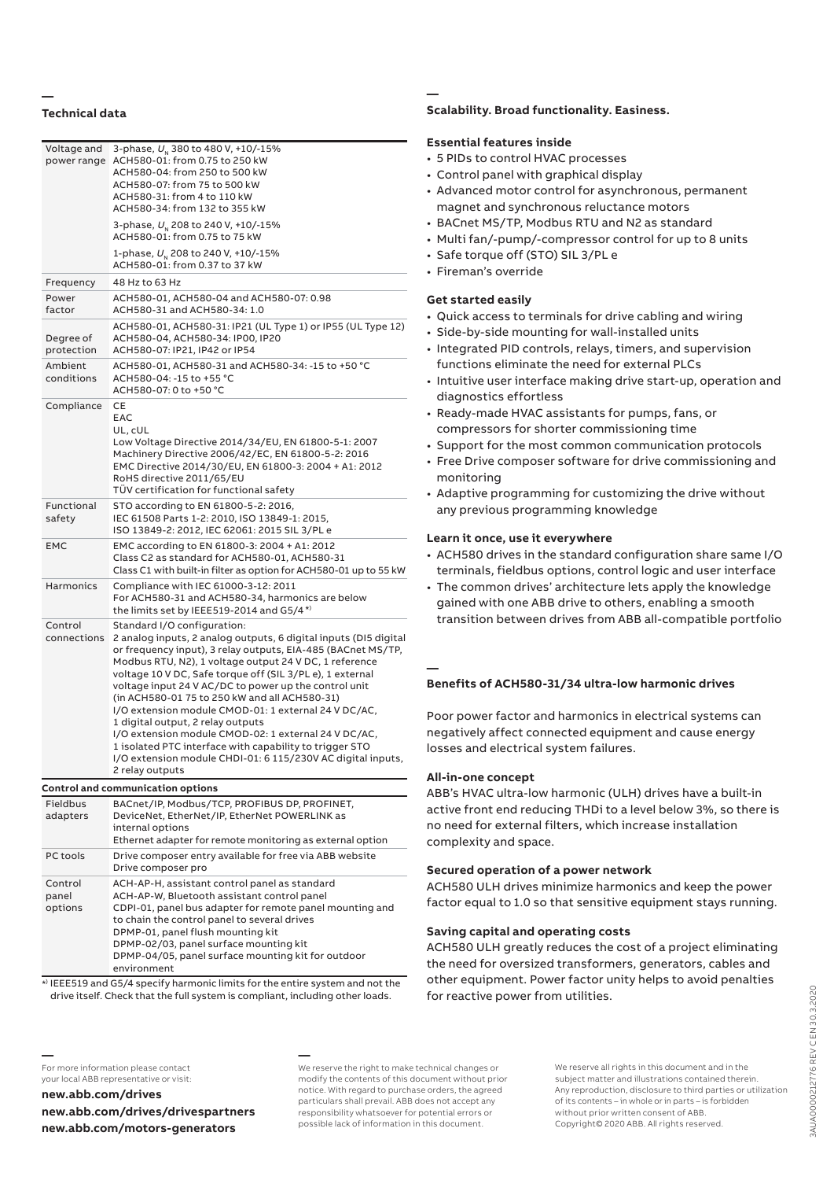## Technical data

| | |
|---|---|
| Voltage and power range | 3-phase, $U_N$ 380 to 480 V, +10/-15%<br>ACH580-01: from 0.75 to 250 kW<br>ACH580-04: from 250 to 500 kW<br>ACH580-07: from 75 to 500 kW<br>ACH580-31: from 4 to 110 kW<br>ACH580-34: from 132 to 355 kW<br>3-phase, $U_N$ 208 to 240 V, +10/-15%<br>ACH580-01: from 0.75 to 75 kW<br>1-phase, $U_N$ 208 to 240 V, +10/-15%<br>ACH580-01: from 0.37 to 37 kW |
| Frequency | 48 Hz to 63 Hz |
| Power factor | ACH580-01, ACH580-04 and ACH580-07: 0.98<br>ACH580-31 and ACH580-34: 1.0 |
| Degree of protection | ACH580-01, ACH580-31: IP21 (UL Type 1) or IP55 (UL Type 12)<br>ACH580-04, ACH580-34: IP00, IP20<br>ACH580-07: IP21, IP42 or IP54 |
| Ambient conditions | ACH580-01, ACH580-31 and ACH580-34: -15 to +50 °C<br>ACH580-04: -15 to +55 °C<br>ACH580-07: 0 to +50 °C |
| Compliance | CE<br>EAC<br>UL, cUL<br>Low Voltage Directive 2014/34/EU, EN 61800-5-1: 2007<br>Machinery Directive 2006/42/EC, EN 61800-5-2: 2016<br>EMC Directive 2014/30/EU, EN 61800-3: 2004 + A1: 2012<br>RoHS directive 2011/65/EU<br>TÜV certification for functional safety |
| Functional safety | STO according to EN 61800-5-2: 2016,<br>IEC 61508 Parts 1-2: 2010, ISO 13849-1: 2015,<br>ISO 13849-2: 2012, IEC 62061: 2015 SIL 3/PL e |
| EMC | EMC according to EN 61800-3: 2004 + A1: 2012<br>Class C2 as standard for ACH580-01, ACH580-31<br>Class C1 with built-in filter as option for ACH580-01 up to 55 kW |
| Harmonics | Compliance with IEC 61000-3-12: 2011<br>For ACH580-31 and ACH580-34, harmonics are below the limits set by IEEE519-2014 and G5/4 *) |
| Control connections | Standard I/O configuration:<br>2 analog inputs, 2 analog outputs, 6 digital inputs (DI5 digital or frequency input), 3 relay outputs, EIA-485 (BACnet MS/TP, Modbus RTU, N2), 1 voltage output 24 V DC, 1 reference voltage 10 V DC, Safe torque off (SIL 3/PL e), 1 external voltage input 24 V AC/DC to power up the control unit (in ACH580-01 75 to 250 kW and all ACH580-31)<br>I/O extension module CMOD-01: 1 external 24 V DC/AC, 1 digital output, 2 relay outputs<br>I/O extension module CMOD-02: 1 external 24 V DC/AC, 1 isolated PTC interface with capability to trigger STO<br>I/O extension module CHDI-01: 6 115/230V AC digital inputs, 2 relay outputs |
| **Control and communication options** | |
| Fieldbus adapters | BACnet/IP, Modbus/TCP, PROFIBUS DP, PROFINET, DeviceNet, EtherNet/IP, EtherNet POWERLINK as internal options<br>Ethernet adapter for remote monitoring as external option |
| PC tools | Drive composer entry available for free via ABB website<br>Drive composer pro |
| Control panel options | ACH-AP-H, assistant control panel as standard<br>ACH-AP-W, Bluetooth assistant control panel<br>CDPI-01, panel bus adapter for remote panel mounting and to chain the control panel to several drives<br>DPMP-01, panel flush mounting kit<br>DPMP-02/03, panel surface mounting kit<br>DPMP-04/05, panel surface mounting kit for outdoor environment |

*) IEEE519 and G5/4 specify harmonic limits for the entire system and not the drive itself. Check that the full system is compliant, including other loads.

## Scalability. Broad functionality. Easiness.

### Essential features inside

- 5 PIDs to control HVAC processes
- Control panel with graphical display
- Advanced motor control for asynchronous, permanent magnet and synchronous reluctance motors
- BACnet MS/TP, Modbus RTU and N2 as standard
- Multi fan/-pump/-compressor control for up to 8 units
- Safe torque off (STO) SIL 3/PL e
- Fireman's override

### Get started easily

- Quick access to terminals for drive cabling and wiring
- Side-by-side mounting for wall-installed units
- Integrated PID controls, relays, timers, and supervision functions eliminate the need for external PLCs
- Intuitive user interface making drive start-up, operation and diagnostics effortless
- Ready-made HVAC assistants for pumps, fans, or compressors for shorter commissioning time
- Support for the most common communication protocols
- Free Drive composer software for drive commissioning and monitoring
- Adaptive programming for customizing the drive without any previous programming knowledge

### Learn it once, use it everywhere

- ACH580 drives in the standard configuration share same I/O terminals, fieldbus options, control logic and user interface
- The common drives' architecture lets apply the knowledge gained with one ABB drive to others, enabling a smooth transition between drives from ABB all-compatible portfolio

## Benefits of ACH580-31/34 ultra-low harmonic drives

Poor power factor and harmonics in electrical systems can negatively affect connected equipment and cause energy losses and electrical system failures.

### All-in-one concept

ABB's HVAC ultra-low harmonic (ULH) drives have a built-in active front end reducing THDi to a level below 3%, so there is no need for external filters, which increase installation complexity and space.

### Secured operation of a power network

ACH580 ULH drives minimize harmonics and keep the power factor equal to 1.0 so that sensitive equipment stays running.

### Saving capital and operating costs

ACH580 ULH greatly reduces the cost of a project eliminating the need for oversized transformers, generators, cables and other equipment. Power factor unity helps to avoid penalties for reactive power from utilities.

For more information please contact your local ABB representative or visit:

**new.abb.com/drives**
**new.abb.com/drives/drivespartners**
**new.abb.com/motors-generators**

We reserve the right to make technical changes or modify the contents of this document without prior notice. With regard to purchase orders, the agreed particulars shall prevail. ABB does not accept any responsibility whatsoever for potential errors or possible lack of information in this document.

We reserve all rights in this document and in the subject matter and illustrations contained therein. Any reproduction, disclosure to third parties or utilization of its contents – in whole or in parts – is forbidden without prior written consent of ABB.
Copyright© 2020 ABB. All rights reserved.

3AUA0000212776 REV C EN 30.3.2020